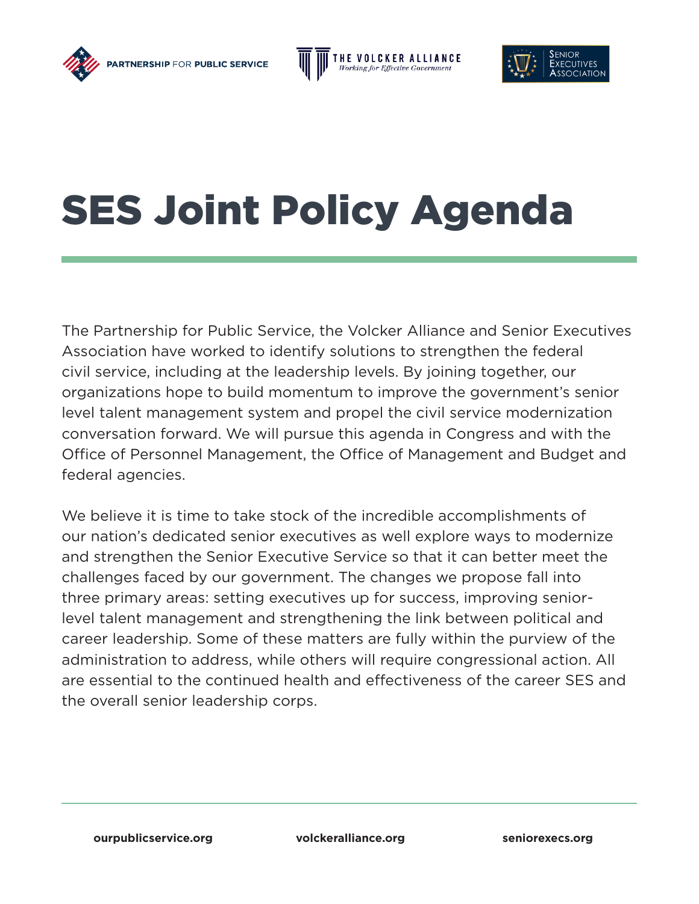PARTNERSHIP FOR PUBLIC SERVICE | THE VOLCKER ALLIANCE *Working for Effective Government* | SENIOR EXECUTIVES ASSOCIATION

# SES Joint Policy Agenda

The Partnership for Public Service, the Volcker Alliance and Senior Executives Association have worked to identify solutions to strengthen the federal civil service, including at the leadership levels. By joining together, our organizations hope to build momentum to improve the government's senior level talent management system and propel the civil service modernization conversation forward. We will pursue this agenda in Congress and with the Office of Personnel Management, the Office of Management and Budget and federal agencies.

We believe it is time to take stock of the incredible accomplishments of our nation's dedicated senior executives as well explore ways to modernize and strengthen the Senior Executive Service so that it can better meet the challenges faced by our government. The changes we propose fall into three primary areas: setting executives up for success, improving senior-level talent management and strengthening the link between political and career leadership. Some of these matters are fully within the purview of the administration to address, while others will require congressional action. All are essential to the continued health and effectiveness of the career SES and the overall senior leadership corps.

**ourpublicservice.org** | **volckeralliance.org** | **seniorexecs.org**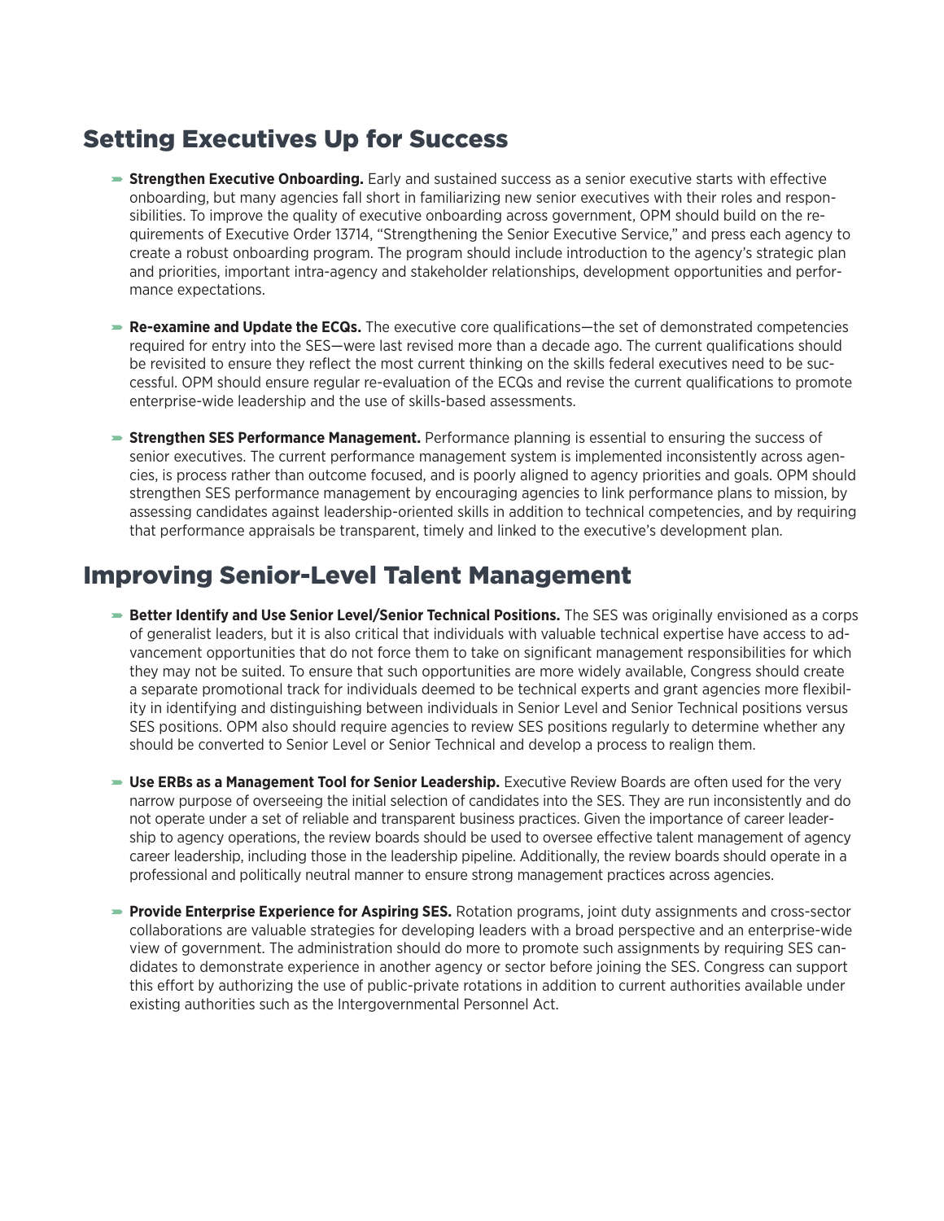## Setting Executives Up for Success

- **Strengthen Executive Onboarding.** Early and sustained success as a senior executive starts with effective onboarding, but many agencies fall short in familiarizing new senior executives with their roles and responsibilities. To improve the quality of executive onboarding across government, OPM should build on the requirements of Executive Order 13714, "Strengthening the Senior Executive Service," and press each agency to create a robust onboarding program. The program should include introduction to the agency's strategic plan and priorities, important intra-agency and stakeholder relationships, development opportunities and performance expectations.

- **Re-examine and Update the ECQs.** The executive core qualifications—the set of demonstrated competencies required for entry into the SES—were last revised more than a decade ago. The current qualifications should be revisited to ensure they reflect the most current thinking on the skills federal executives need to be successful. OPM should ensure regular re-evaluation of the ECQs and revise the current qualifications to promote enterprise-wide leadership and the use of skills-based assessments.

- **Strengthen SES Performance Management.** Performance planning is essential to ensuring the success of senior executives. The current performance management system is implemented inconsistently across agencies, is process rather than outcome focused, and is poorly aligned to agency priorities and goals. OPM should strengthen SES performance management by encouraging agencies to link performance plans to mission, by assessing candidates against leadership-oriented skills in addition to technical competencies, and by requiring that performance appraisals be transparent, timely and linked to the executive's development plan.

## Improving Senior-Level Talent Management

- **Better Identify and Use Senior Level/Senior Technical Positions.** The SES was originally envisioned as a corps of generalist leaders, but it is also critical that individuals with valuable technical expertise have access to advancement opportunities that do not force them to take on significant management responsibilities for which they may not be suited. To ensure that such opportunities are more widely available, Congress should create a separate promotional track for individuals deemed to be technical experts and grant agencies more flexibility in identifying and distinguishing between individuals in Senior Level and Senior Technical positions versus SES positions. OPM also should require agencies to review SES positions regularly to determine whether any should be converted to Senior Level or Senior Technical and develop a process to realign them.

- **Use ERBs as a Management Tool for Senior Leadership.** Executive Review Boards are often used for the very narrow purpose of overseeing the initial selection of candidates into the SES. They are run inconsistently and do not operate under a set of reliable and transparent business practices. Given the importance of career leadership to agency operations, the review boards should be used to oversee effective talent management of agency career leadership, including those in the leadership pipeline. Additionally, the review boards should operate in a professional and politically neutral manner to ensure strong management practices across agencies.

- **Provide Enterprise Experience for Aspiring SES.** Rotation programs, joint duty assignments and cross-sector collaborations are valuable strategies for developing leaders with a broad perspective and an enterprise-wide view of government. The administration should do more to promote such assignments by requiring SES candidates to demonstrate experience in another agency or sector before joining the SES. Congress can support this effort by authorizing the use of public-private rotations in addition to current authorities available under existing authorities such as the Intergovernmental Personnel Act.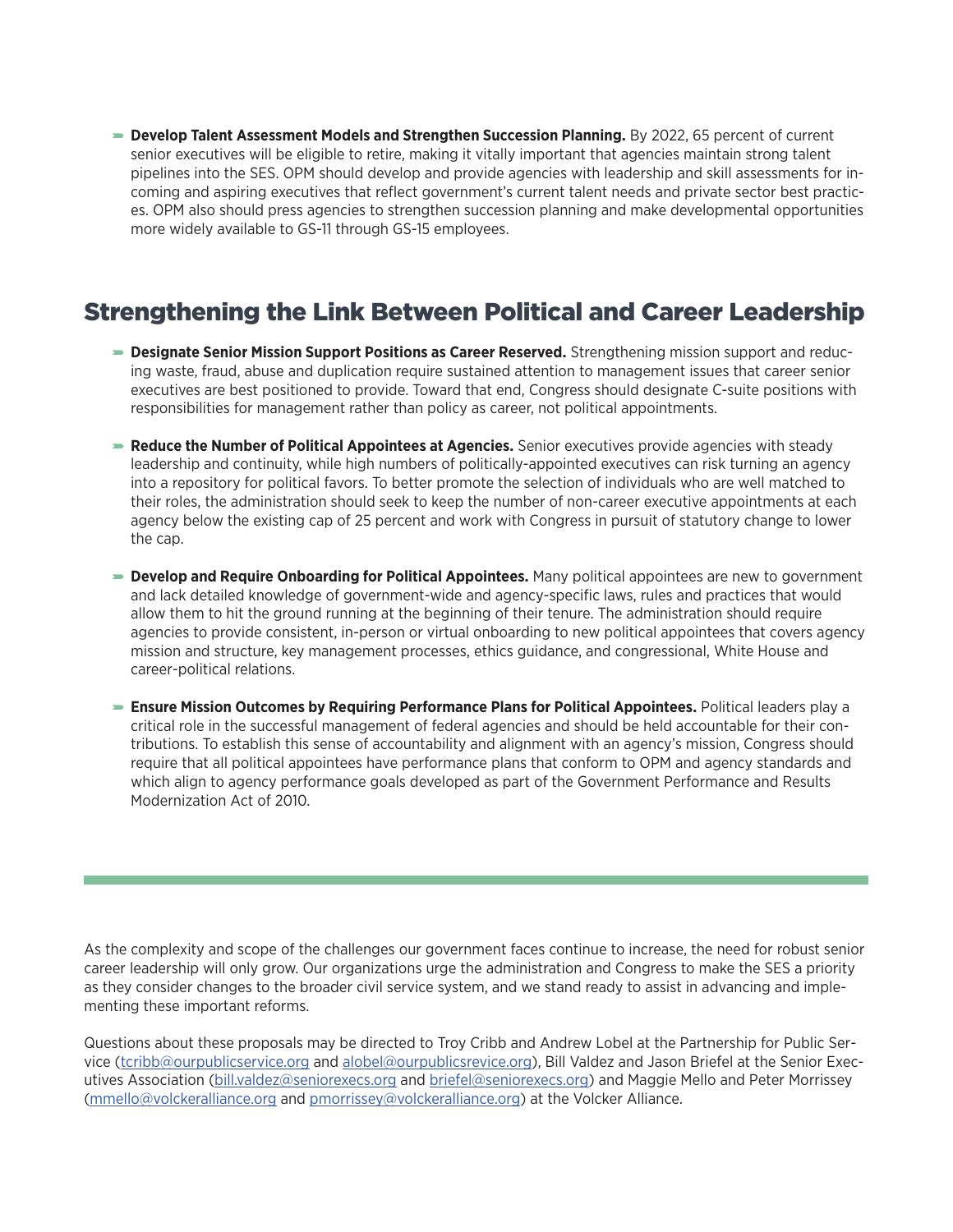- **Develop Talent Assessment Models and Strengthen Succession Planning.** By 2022, 65 percent of current senior executives will be eligible to retire, making it vitally important that agencies maintain strong talent pipelines into the SES. OPM should develop and provide agencies with leadership and skill assessments for incoming and aspiring executives that reflect government's current talent needs and private sector best practices. OPM also should press agencies to strengthen succession planning and make developmental opportunities more widely available to GS-11 through GS-15 employees.

## Strengthening the Link Between Political and Career Leadership

- **Designate Senior Mission Support Positions as Career Reserved.** Strengthening mission support and reducing waste, fraud, abuse and duplication require sustained attention to management issues that career senior executives are best positioned to provide. Toward that end, Congress should designate C-suite positions with responsibilities for management rather than policy as career, not political appointments.

- **Reduce the Number of Political Appointees at Agencies.** Senior executives provide agencies with steady leadership and continuity, while high numbers of politically-appointed executives can risk turning an agency into a repository for political favors. To better promote the selection of individuals who are well matched to their roles, the administration should seek to keep the number of non-career executive appointments at each agency below the existing cap of 25 percent and work with Congress in pursuit of statutory change to lower the cap.

- **Develop and Require Onboarding for Political Appointees.** Many political appointees are new to government and lack detailed knowledge of government-wide and agency-specific laws, rules and practices that would allow them to hit the ground running at the beginning of their tenure. The administration should require agencies to provide consistent, in-person or virtual onboarding to new political appointees that covers agency mission and structure, key management processes, ethics guidance, and congressional, White House and career-political relations.

- **Ensure Mission Outcomes by Requiring Performance Plans for Political Appointees.** Political leaders play a critical role in the successful management of federal agencies and should be held accountable for their contributions. To establish this sense of accountability and alignment with an agency's mission, Congress should require that all political appointees have performance plans that conform to OPM and agency standards and which align to agency performance goals developed as part of the Government Performance and Results Modernization Act of 2010.

---

As the complexity and scope of the challenges our government faces continue to increase, the need for robust senior career leadership will only grow. Our organizations urge the administration and Congress to make the SES a priority as they consider changes to the broader civil service system, and we stand ready to assist in advancing and implementing these important reforms.

Questions about these proposals may be directed to Troy Cribb and Andrew Lobel at the Partnership for Public Service (tcribb@ourpublicservice.org and alobel@ourpublicsrevice.org), Bill Valdez and Jason Briefel at the Senior Executives Association (bill.valdez@seniorexecs.org and briefel@seniorexecs.org) and Maggie Mello and Peter Morrissey (mmello@volckeralliance.org and pmorrissey@volckeralliance.org) at the Volcker Alliance.